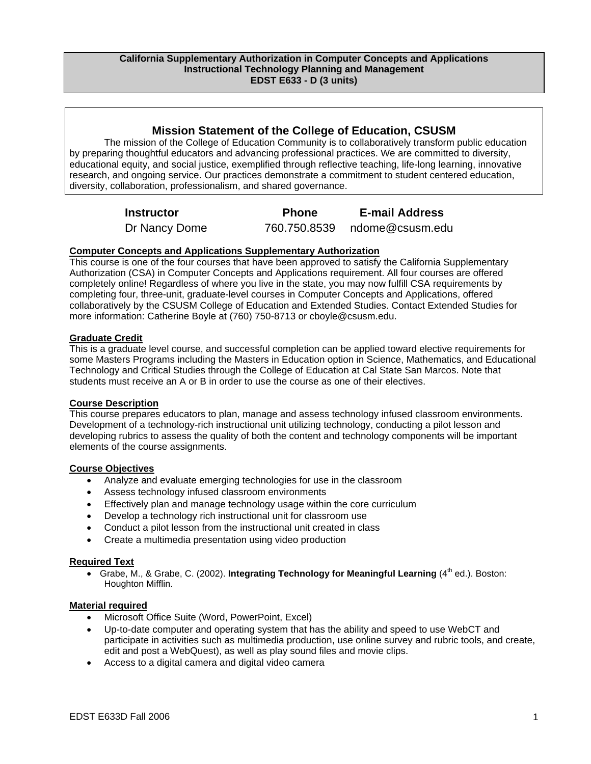**California Supplementary Authorization in Computer Concepts and Applications**
**Instructional Technology Planning and Management**
**EDST E633 - D (3 units)**

## Mission Statement of the College of Education, CSUSM

The mission of the College of Education Community is to collaboratively transform public education by preparing thoughtful educators and advancing professional practices. We are committed to diversity, educational equity, and social justice, exemplified through reflective teaching, life-long learning, innovative research, and ongoing service. Our practices demonstrate a commitment to student centered education, diversity, collaboration, professionalism, and shared governance.

| Instructor | Phone | E-mail Address |
| --- | --- | --- |
| Dr Nancy Dome | 760.750.8539 | ndome@csusm.edu |

### Computer Concepts and Applications Supplementary Authorization

This course is one of the four courses that have been approved to satisfy the California Supplementary Authorization (CSA) in Computer Concepts and Applications requirement. All four courses are offered completely online! Regardless of where you live in the state, you may now fulfill CSA requirements by completing four, three-unit, graduate-level courses in Computer Concepts and Applications, offered collaboratively by the CSUSM College of Education and Extended Studies. Contact Extended Studies for more information: Catherine Boyle at (760) 750-8713 or cboyle@csusm.edu.

### Graduate Credit

This is a graduate level course, and successful completion can be applied toward elective requirements for some Masters Programs including the Masters in Education option in Science, Mathematics, and Educational Technology and Critical Studies through the College of Education at Cal State San Marcos. Note that students must receive an A or B in order to use the course as one of their electives.

### Course Description

This course prepares educators to plan, manage and assess technology infused classroom environments. Development of a technology-rich instructional unit utilizing technology, conducting a pilot lesson and developing rubrics to assess the quality of both the content and technology components will be important elements of the course assignments.

### Course Objectives

- Analyze and evaluate emerging technologies for use in the classroom
- Assess technology infused classroom environments
- Effectively plan and manage technology usage within the core curriculum
- Develop a technology rich instructional unit for classroom use
- Conduct a pilot lesson from the instructional unit created in class
- Create a multimedia presentation using video production

### Required Text

- Grabe, M., & Grabe, C. (2002). **Integrating Technology for Meaningful Learning** (4th ed.). Boston: Houghton Mifflin.

### Material required

- Microsoft Office Suite (Word, PowerPoint, Excel)
- Up-to-date computer and operating system that has the ability and speed to use WebCT and participate in activities such as multimedia production, use online survey and rubric tools, and create, edit and post a WebQuest), as well as play sound files and movie clips.
- Access to a digital camera and digital video camera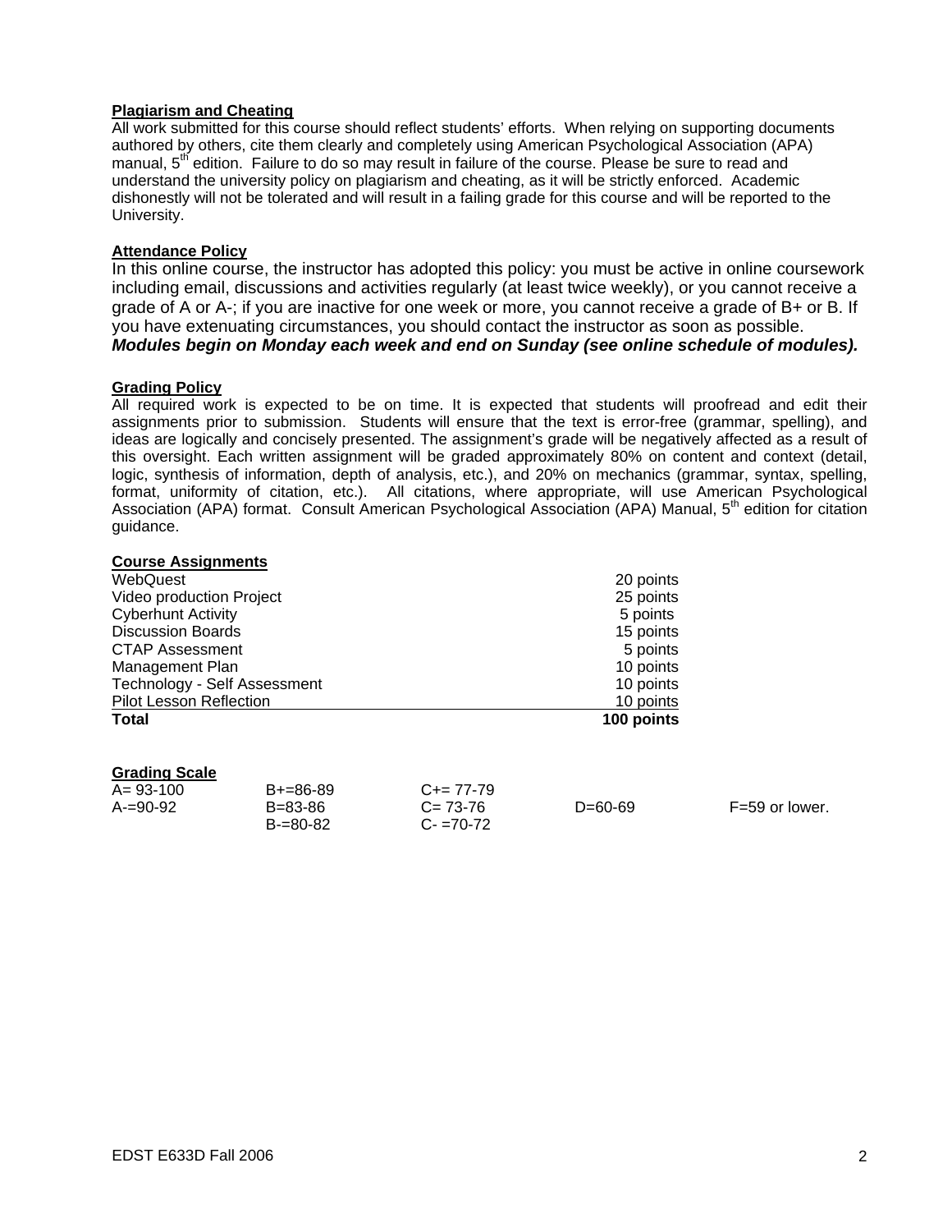**Plagiarism and Cheating**

All work submitted for this course should reflect students' efforts. When relying on supporting documents authored by others, cite them clearly and completely using American Psychological Association (APA) manual, 5th edition. Failure to do so may result in failure of the course. Please be sure to read and understand the university policy on plagiarism and cheating, as it will be strictly enforced. Academic dishonestly will not be tolerated and will result in a failing grade for this course and will be reported to the University.

**Attendance Policy**

In this online course, the instructor has adopted this policy: you must be active in online coursework including email, discussions and activities regularly (at least twice weekly), or you cannot receive a grade of A or A-; if you are inactive for one week or more, you cannot receive a grade of B+ or B. If you have extenuating circumstances, you should contact the instructor as soon as possible.
***Modules begin on Monday each week and end on Sunday (see online schedule of modules).***

**Grading Policy**

All required work is expected to be on time. It is expected that students will proofread and edit their assignments prior to submission. Students will ensure that the text is error-free (grammar, spelling), and ideas are logically and concisely presented. The assignment's grade will be negatively affected as a result of this oversight. Each written assignment will be graded approximately 80% on content and context (detail, logic, synthesis of information, depth of analysis, etc.), and 20% on mechanics (grammar, syntax, spelling, format, uniformity of citation, etc.). All citations, where appropriate, will use American Psychological Association (APA) format. Consult American Psychological Association (APA) Manual, 5th edition for citation guidance.

**Course Assignments**

| Assignment | Points |
| --- | --- |
| WebQuest | 20 points |
| Video production Project | 25 points |
| Cyberhunt Activity | 5 points |
| Discussion Boards | 15 points |
| CTAP Assessment | 5 points |
| Management Plan | 10 points |
| Technology - Self Assessment | 10 points |
| Pilot Lesson Reflection | 10 points |
| **Total** | **100 points** |

**Grading Scale**

| | | | | |
| --- | --- | --- | --- | --- |
| A= 93-100 | B+=86-89 | C+= 77-79 | | |
| A-=90-92 | B=83-86 | C= 73-76 | D=60-69 | F=59 or lower. |
| | B-=80-82 | C- =70-72 | | |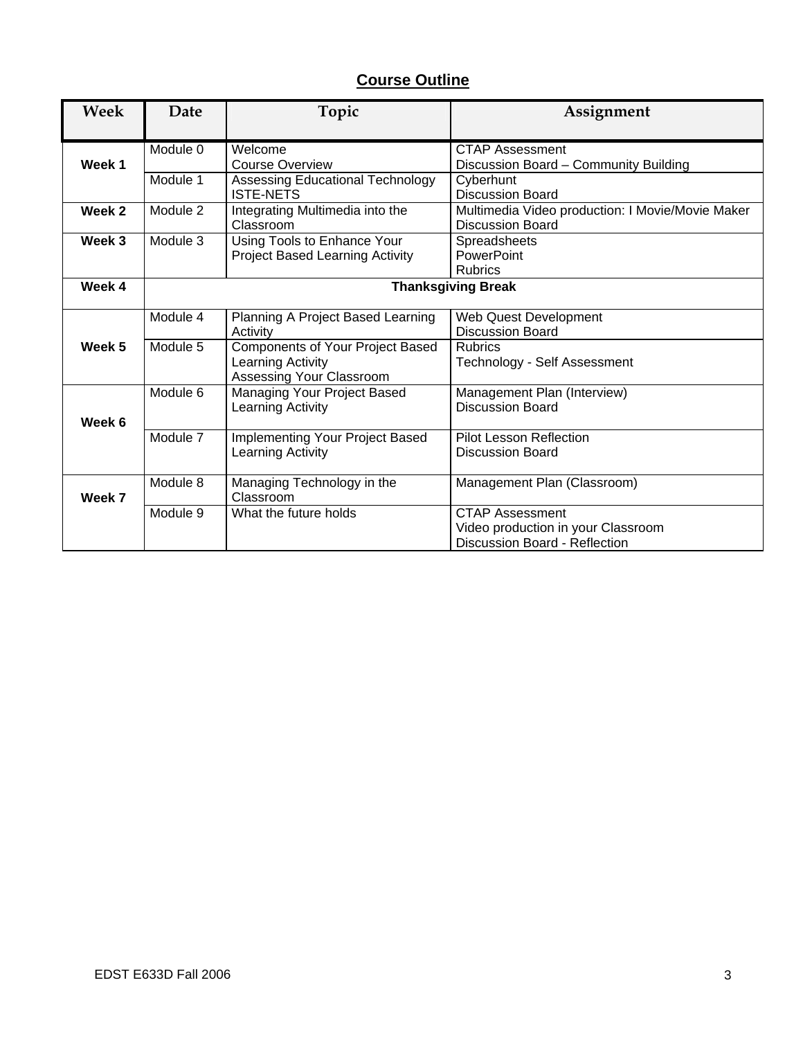## Course Outline

| Week | Date | Topic | Assignment |
|---|---|---|---|
| **Week 1** | Module 0 | Welcome<br>Course Overview | CTAP Assessment<br>Discussion Board – Community Building |
| | Module 1 | Assessing Educational Technology<br>ISTE-NETS | Cyberhunt<br>Discussion Board |
| **Week 2** | Module 2 | Integrating Multimedia into the Classroom | Multimedia Video production: I Movie/Movie Maker<br>Discussion Board |
| **Week 3** | Module 3 | Using Tools to Enhance Your Project Based Learning Activity | Spreadsheets<br>PowerPoint<br>Rubrics |
| **Week 4** | **Thanksgiving Break** | | |
| **Week 5** | Module 4 | Planning A Project Based Learning Activity | Web Quest Development<br>Discussion Board |
| | Module 5 | Components of Your Project Based Learning Activity<br>Assessing Your Classroom | Rubrics<br>Technology - Self Assessment |
| **Week 6** | Module 6 | Managing Your Project Based Learning Activity | Management Plan (Interview)<br>Discussion Board |
| | Module 7 | Implementing Your Project Based Learning Activity | Pilot Lesson Reflection<br>Discussion Board |
| **Week 7** | Module 8 | Managing Technology in the Classroom | Management Plan (Classroom) |
| | Module 9 | What the future holds | CTAP Assessment<br>Video production in your Classroom<br>Discussion Board - Reflection |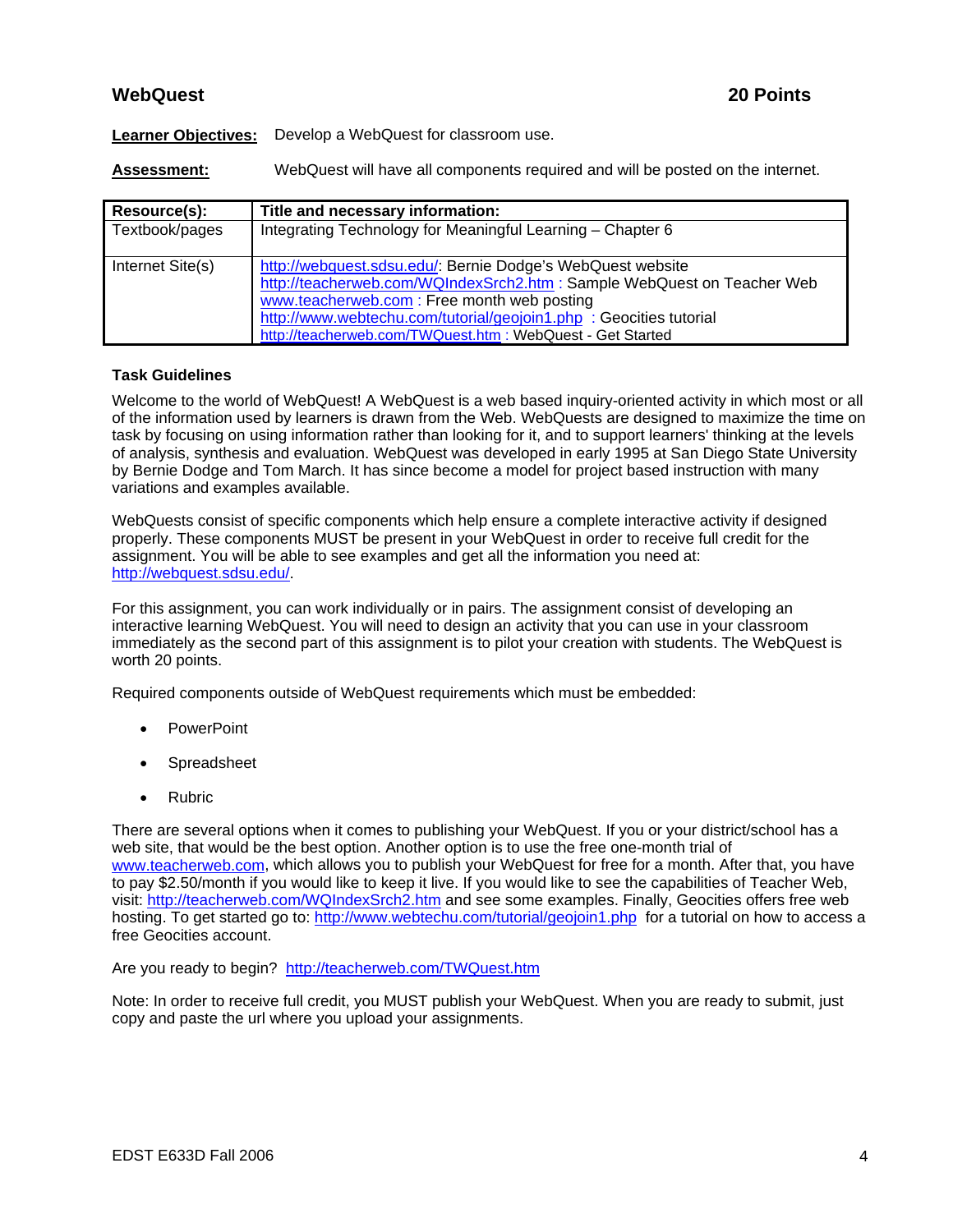## WebQuest — 20 Points

**Learner Objectives:** Develop a WebQuest for classroom use.

**Assessment:** WebQuest will have all components required and will be posted on the internet.

| Resource(s): | Title and necessary information: |
| --- | --- |
| Textbook/pages | Integrating Technology for Meaningful Learning – Chapter 6 |
| Internet Site(s) | http://webquest.sdsu.edu/: Bernie Dodge's WebQuest website<br>http://teacherweb.com/WQIndexSrch2.htm : Sample WebQuest on Teacher Web<br>www.teacherweb.com : Free month web posting<br>http://www.webtechu.com/tutorial/geojoin1.php : Geocities tutorial<br>http://teacherweb.com/TWQuest.htm : WebQuest - Get Started |

### Task Guidelines

Welcome to the world of WebQuest! A WebQuest is a web based inquiry-oriented activity in which most or all of the information used by learners is drawn from the Web. WebQuests are designed to maximize the time on task by focusing on using information rather than looking for it, and to support learners' thinking at the levels of analysis, synthesis and evaluation. WebQuest was developed in early 1995 at San Diego State University by Bernie Dodge and Tom March. It has since become a model for project based instruction with many variations and examples available.

WebQuests consist of specific components which help ensure a complete interactive activity if designed properly. These components MUST be present in your WebQuest in order to receive full credit for the assignment. You will be able to see examples and get all the information you need at: http://webquest.sdsu.edu/.

For this assignment, you can work individually or in pairs. The assignment consist of developing an interactive learning WebQuest. You will need to design an activity that you can use in your classroom immediately as the second part of this assignment is to pilot your creation with students. The WebQuest is worth 20 points.

Required components outside of WebQuest requirements which must be embedded:

- PowerPoint
- Spreadsheet
- Rubric

There are several options when it comes to publishing your WebQuest. If you or your district/school has a web site, that would be the best option. Another option is to use the free one-month trial of www.teacherweb.com, which allows you to publish your WebQuest for free for a month. After that, you have to pay $2.50/month if you would like to keep it live. If you would like to see the capabilities of Teacher Web, visit: http://teacherweb.com/WQIndexSrch2.htm and see some examples. Finally, Geocities offers free web hosting. To get started go to: http://www.webtechu.com/tutorial/geojoin1.php for a tutorial on how to access a free Geocities account.

Are you ready to begin? http://teacherweb.com/TWQuest.htm

Note: In order to receive full credit, you MUST publish your WebQuest. When you are ready to submit, just copy and paste the url where you upload your assignments.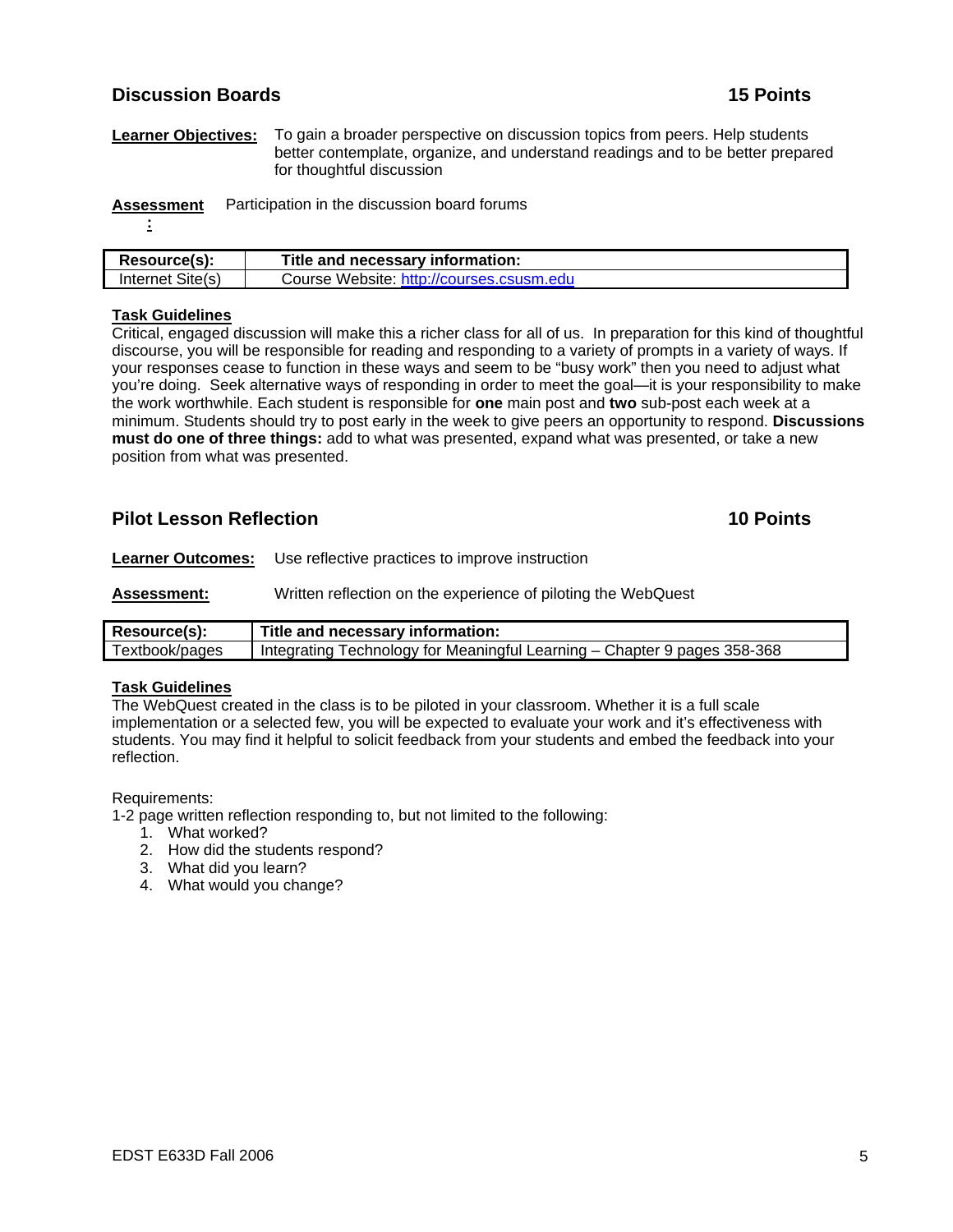## Discussion Boards — 15 Points

**Learner Objectives:** To gain a broader perspective on discussion topics from peers. Help students better contemplate, organize, and understand readings and to be better prepared for thoughtful discussion

**Assessment:** Participation in the discussion board forums

| Resource(s): | Title and necessary information: |
|---|---|
| Internet Site(s) | Course Website: http://courses.csusm.edu |

**Task Guidelines**

Critical, engaged discussion will make this a richer class for all of us. In preparation for this kind of thoughtful discourse, you will be responsible for reading and responding to a variety of prompts in a variety of ways. If your responses cease to function in these ways and seem to be "busy work" then you need to adjust what you're doing. Seek alternative ways of responding in order to meet the goal—it is your responsibility to make the work worthwhile. Each student is responsible for **one** main post and **two** sub-post each week at a minimum. Students should try to post early in the week to give peers an opportunity to respond. **Discussions must do one of three things:** add to what was presented, expand what was presented, or take a new position from what was presented.

## Pilot Lesson Reflection — 10 Points

**Learner Outcomes:** Use reflective practices to improve instruction

**Assessment:** Written reflection on the experience of piloting the WebQuest

| Resource(s): | Title and necessary information: |
|---|---|
| Textbook/pages | Integrating Technology for Meaningful Learning – Chapter 9 pages 358-368 |

**Task Guidelines**

The WebQuest created in the class is to be piloted in your classroom. Whether it is a full scale implementation or a selected few, you will be expected to evaluate your work and it's effectiveness with students. You may find it helpful to solicit feedback from your students and embed the feedback into your reflection.

Requirements:

1-2 page written reflection responding to, but not limited to the following:

1. What worked?
2. How did the students respond?
3. What did you learn?
4. What would you change?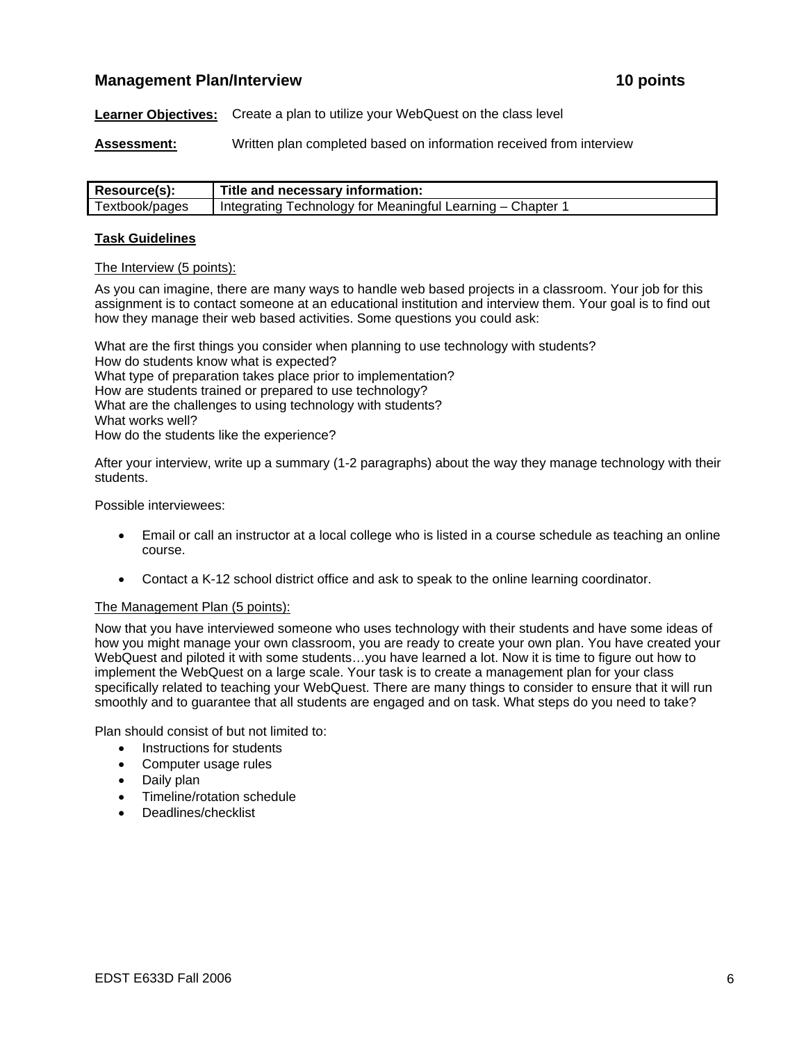## Management Plan/Interview 10 points

**Learner Objectives:** Create a plan to utilize your WebQuest on the class level

**Assessment:** Written plan completed based on information received from interview

| Resource(s): | Title and necessary information: |
| --- | --- |
| Textbook/pages | Integrating Technology for Meaningful Learning – Chapter 1 |

**Task Guidelines**

The Interview (5 points):

As you can imagine, there are many ways to handle web based projects in a classroom. Your job for this assignment is to contact someone at an educational institution and interview them. Your goal is to find out how they manage their web based activities. Some questions you could ask:

What are the first things you consider when planning to use technology with students?
How do students know what is expected?
What type of preparation takes place prior to implementation?
How are students trained or prepared to use technology?
What are the challenges to using technology with students?
What works well?
How do the students like the experience?

After your interview, write up a summary (1-2 paragraphs) about the way they manage technology with their students.

Possible interviewees:

- Email or call an instructor at a local college who is listed in a course schedule as teaching an online course.
- Contact a K-12 school district office and ask to speak to the online learning coordinator.

The Management Plan (5 points):

Now that you have interviewed someone who uses technology with their students and have some ideas of how you might manage your own classroom, you are ready to create your own plan. You have created your WebQuest and piloted it with some students…you have learned a lot. Now it is time to figure out how to implement the WebQuest on a large scale. Your task is to create a management plan for your class specifically related to teaching your WebQuest. There are many things to consider to ensure that it will run smoothly and to guarantee that all students are engaged and on task. What steps do you need to take?

Plan should consist of but not limited to:

- Instructions for students
- Computer usage rules
- Daily plan
- Timeline/rotation schedule
- Deadlines/checklist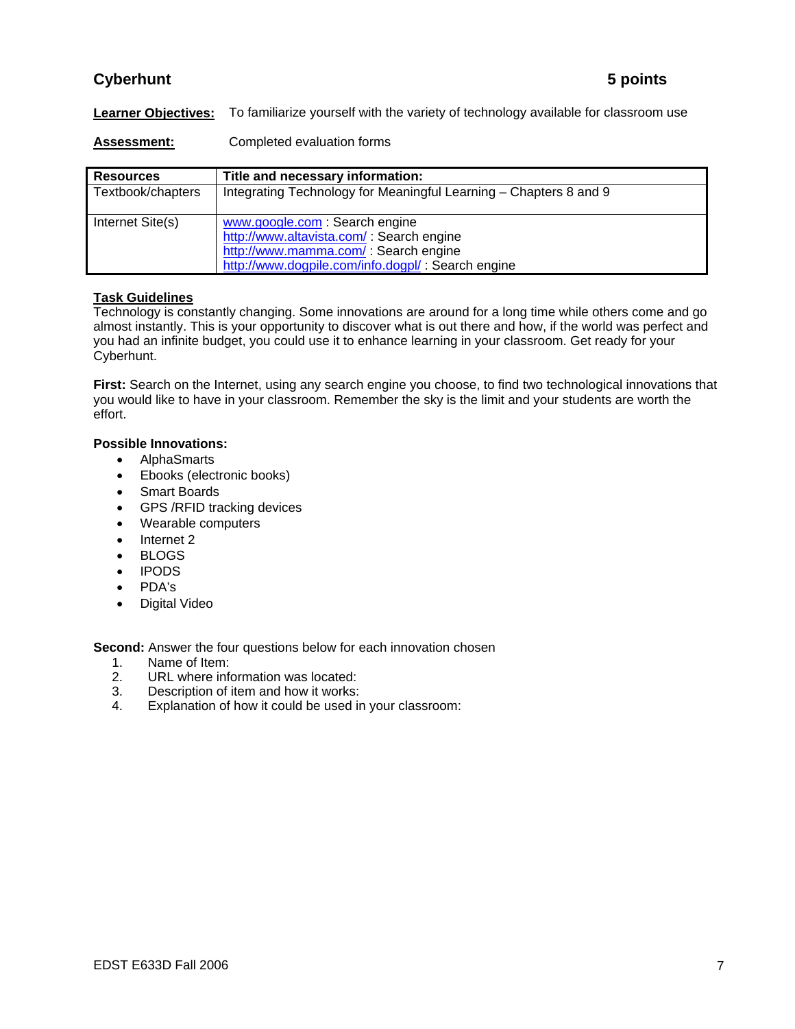## Cyberhunt 5 points

**Learner Objectives:** To familiarize yourself with the variety of technology available for classroom use

**Assessment:** Completed evaluation forms

| Resources | Title and necessary information: |
|---|---|
| Textbook/chapters | Integrating Technology for Meaningful Learning – Chapters 8 and 9 |
| Internet Site(s) | www.google.com : Search engine<br>http://www.altavista.com/ : Search engine<br>http://www.mamma.com/ : Search engine<br>http://www.dogpile.com/info.dogpl/ : Search engine |

**Task Guidelines**

Technology is constantly changing. Some innovations are around for a long time while others come and go almost instantly. This is your opportunity to discover what is out there and how, if the world was perfect and you had an infinite budget, you could use it to enhance learning in your classroom. Get ready for your Cyberhunt.

**First:** Search on the Internet, using any search engine you choose, to find two technological innovations that you would like to have in your classroom. Remember the sky is the limit and your students are worth the effort.

**Possible Innovations:**

- AlphaSmarts
- Ebooks (electronic books)
- Smart Boards
- GPS /RFID tracking devices
- Wearable computers
- Internet 2
- BLOGS
- IPODS
- PDA's
- Digital Video

**Second:** Answer the four questions below for each innovation chosen

1. Name of Item:
2. URL where information was located:
3. Description of item and how it works:
4. Explanation of how it could be used in your classroom: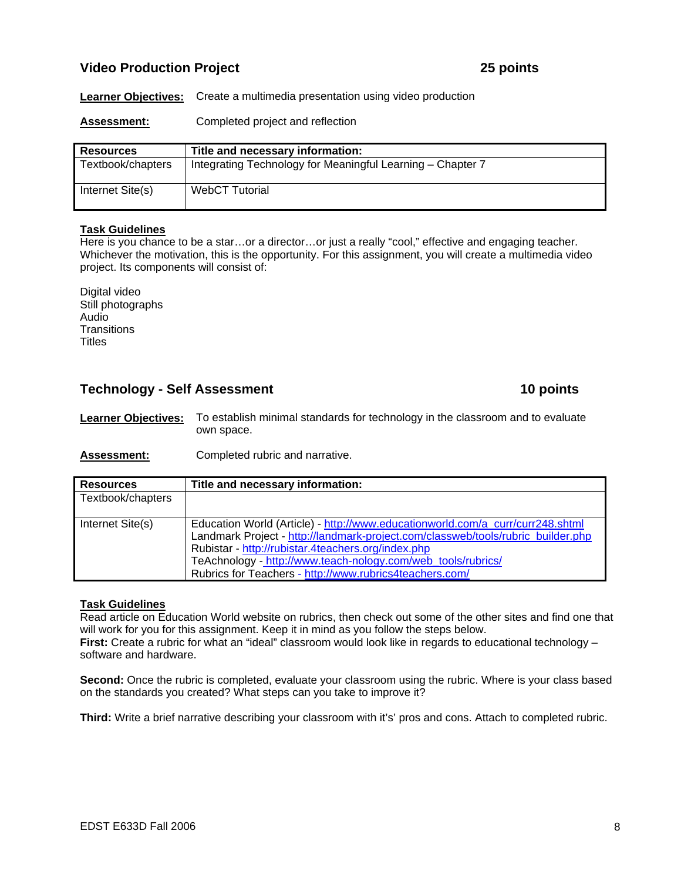## Video Production Project — 25 points

**Learner Objectives:** Create a multimedia presentation using video production

**Assessment:** Completed project and reflection

| Resources | Title and necessary information: |
|---|---|
| Textbook/chapters | Integrating Technology for Meaningful Learning – Chapter 7 |
| Internet Site(s) | WebCT Tutorial |

**Task Guidelines**

Here is you chance to be a star…or a director…or just a really "cool," effective and engaging teacher. Whichever the motivation, this is the opportunity. For this assignment, you will create a multimedia video project. Its components will consist of:

Digital video
Still photographs
Audio
Transitions
Titles

## Technology - Self Assessment — 10 points

**Learner Objectives:** To establish minimal standards for technology in the classroom and to evaluate own space.

**Assessment:** Completed rubric and narrative.

| Resources | Title and necessary information: |
|---|---|
| Textbook/chapters | |
| Internet Site(s) | Education World (Article) - http://www.educationworld.com/a_curr/curr248.shtml<br>Landmark Project - http://landmark-project.com/classweb/tools/rubric_builder.php<br>Rubistar - http://rubistar.4teachers.org/index.php<br>TeAchnology - http://www.teach-nology.com/web_tools/rubrics/<br>Rubrics for Teachers - http://www.rubrics4teachers.com/ |

**Task Guidelines**

Read article on Education World website on rubrics, then check out some of the other sites and find one that will work for you for this assignment. Keep it in mind as you follow the steps below.

**First:** Create a rubric for what an "ideal" classroom would look like in regards to educational technology – software and hardware.

**Second:** Once the rubric is completed, evaluate your classroom using the rubric. Where is your class based on the standards you created? What steps can you take to improve it?

**Third:** Write a brief narrative describing your classroom with it's' pros and cons. Attach to completed rubric.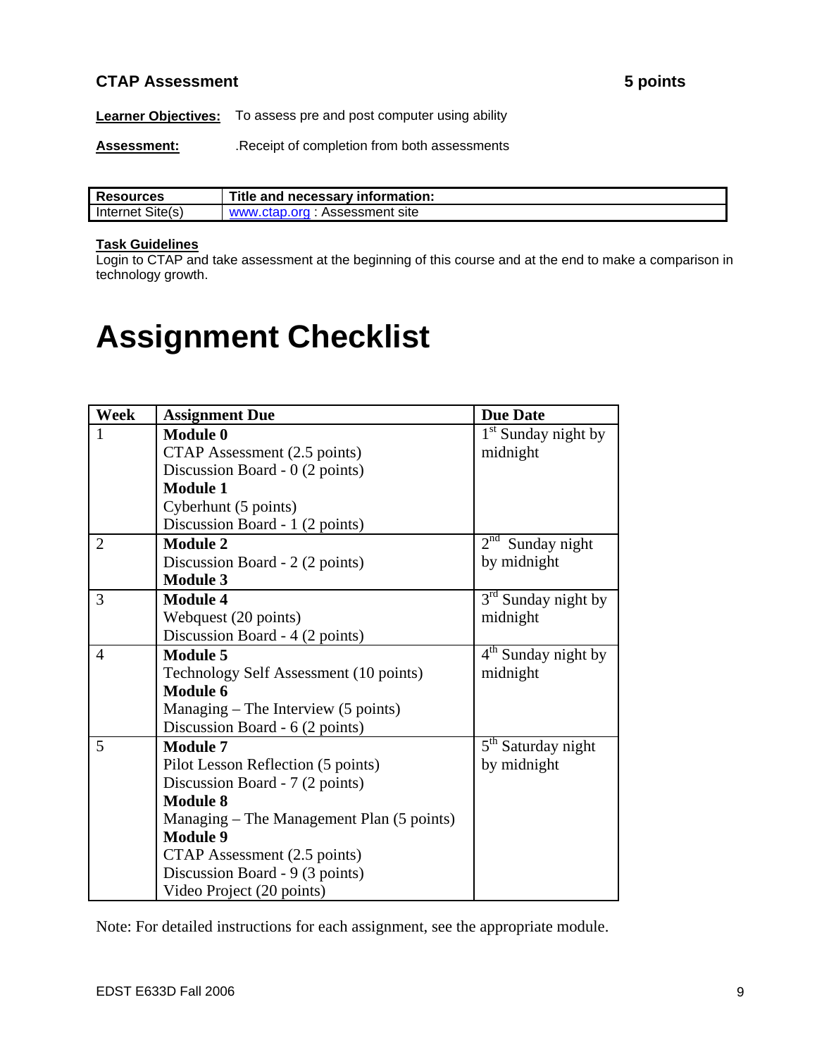**CTAP Assessment** **5 points**

**Learner Objectives:** To assess pre and post computer using ability

**Assessment:** .Receipt of completion from both assessments

| Resources | Title and necessary information: |
|---|---|
| Internet Site(s) | www.ctap.org : Assessment site |

**Task Guidelines**

Login to CTAP and take assessment at the beginning of this course and at the end to make a comparison in technology growth.

# Assignment Checklist

| Week | Assignment Due | Due Date |
|---|---|---|
| 1 | **Module 0**<br>CTAP Assessment (2.5 points)<br>Discussion Board - 0 (2 points)<br>**Module 1**<br>Cyberhunt (5 points)<br>Discussion Board - 1 (2 points) | 1st Sunday night by midnight |
| 2 | **Module 2**<br>Discussion Board - 2 (2 points)<br>**Module 3** | 2nd Sunday night by midnight |
| 3 | **Module 4**<br>Webquest (20 points)<br>Discussion Board - 4 (2 points) | 3rd Sunday night by midnight |
| 4 | **Module 5**<br>Technology Self Assessment (10 points)<br>**Module 6**<br>Managing – The Interview (5 points)<br>Discussion Board - 6 (2 points) | 4th Sunday night by midnight |
| 5 | **Module 7**<br>Pilot Lesson Reflection (5 points)<br>Discussion Board - 7 (2 points)<br>**Module 8**<br>Managing – The Management Plan (5 points)<br>**Module 9**<br>CTAP Assessment (2.5 points)<br>Discussion Board - 9 (3 points)<br>Video Project (20 points) | 5th Saturday night by midnight |

Note: For detailed instructions for each assignment, see the appropriate module.